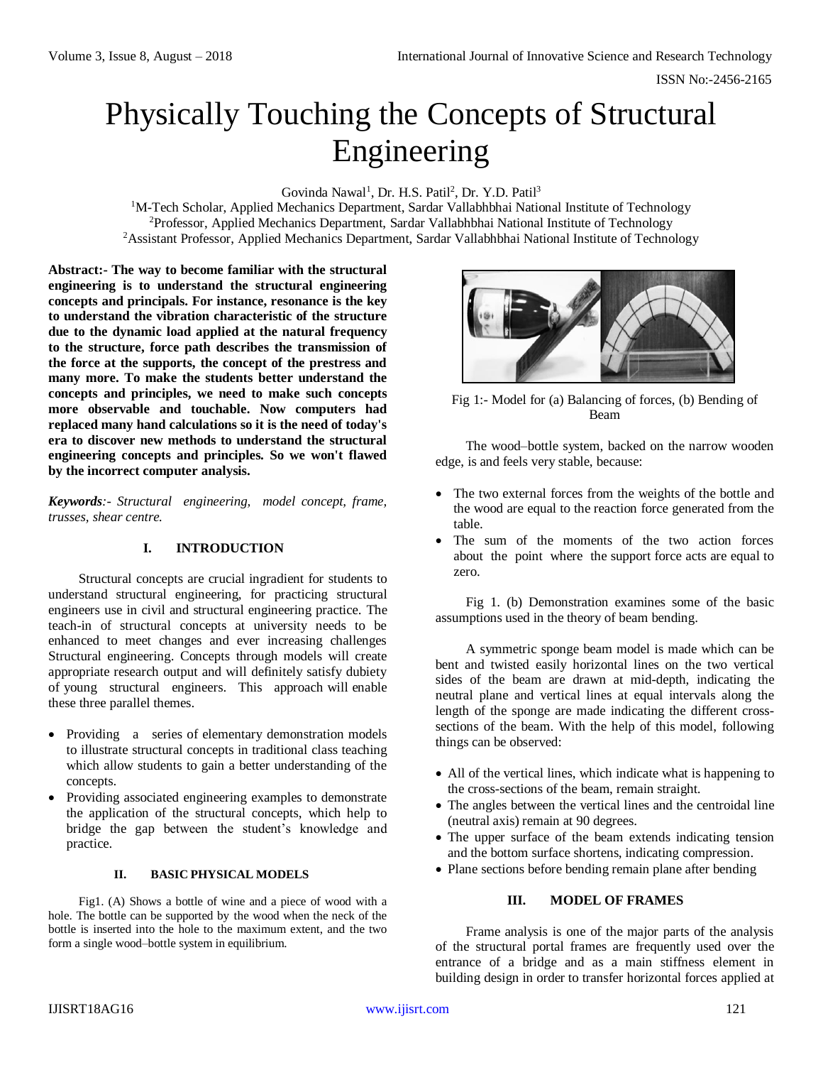# Physically Touching the Concepts of Structural Engineering

Govinda Nawal[1], Dr. H.S. Patil[2], Dr. Y.D. Patil[3]

[1]M-Tech Scholar, Applied Mechanics Department, Sardar Vallabhbhai National Institute of Technology
[2]Professor, Applied Mechanics Department, Sardar Vallabhbhai National Institute of Technology
[2]Assistant Professor, Applied Mechanics Department, Sardar Vallabhbhai National Institute of Technology

**Abstract:- The way to become familiar with the structural engineering is to understand the structural engineering concepts and principals. For instance, resonance is the key to understand the vibration characteristic of the structure due to the dynamic load applied at the natural frequency to the structure, force path describes the transmission of the force at the supports, the concept of the prestress and many more. To make the students better understand the concepts and principles, we need to make such concepts more observable and touchable. Now computers had replaced many hand calculations so it is the need of today's era to discover new methods to understand the structural engineering concepts and principles. So we won't flawed by the incorrect computer analysis.**

***Keywords**:- Structural engineering, model concept, frame, trusses, shear centre.*

## I. INTRODUCTION

Structural concepts are crucial ingradient for students to understand structural engineering, for practicing structural engineers use in civil and structural engineering practice. The teach-in of structural concepts at university needs to be enhanced to meet changes and ever increasing challenges Structural engineering. Concepts through models will create appropriate research output and will definitely satisfy dubiety of young structural engineers. This approach will enable these three parallel themes.

- Providing a series of elementary demonstration models to illustrate structural concepts in traditional class teaching which allow students to gain a better understanding of the concepts.
- Providing associated engineering examples to demonstrate the application of the structural concepts, which help to bridge the gap between the student's knowledge and practice.

## II. BASIC PHYSICAL MODELS

Fig1. (A) Shows a bottle of wine and a piece of wood with a hole. The bottle can be supported by the wood when the neck of the bottle is inserted into the hole to the maximum extent, and the two form a single wood–bottle system in equilibrium.

Fig 1:- Model for (a) Balancing of forces, (b) Bending of Beam

The wood–bottle system, backed on the narrow wooden edge, is and feels very stable, because:

- The two external forces from the weights of the bottle and the wood are equal to the reaction force generated from the table.
- The sum of the moments of the two action forces about the point where the support force acts are equal to zero.

Fig 1. (b) Demonstration examines some of the basic assumptions used in the theory of beam bending.

A symmetric sponge beam model is made which can be bent and twisted easily horizontal lines on the two vertical sides of the beam are drawn at mid-depth, indicating the neutral plane and vertical lines at equal intervals along the length of the sponge are made indicating the different cross-sections of the beam. With the help of this model, following things can be observed:

- All of the vertical lines, which indicate what is happening to the cross-sections of the beam, remain straight.
- The angles between the vertical lines and the centroidal line (neutral axis) remain at 90 degrees.
- The upper surface of the beam extends indicating tension and the bottom surface shortens, indicating compression.
- Plane sections before bending remain plane after bending

## III. MODEL OF FRAMES

Frame analysis is one of the major parts of the analysis of the structural portal frames are frequently used over the entrance of a bridge and as a main stiffness element in building design in order to transfer horizontal forces applied at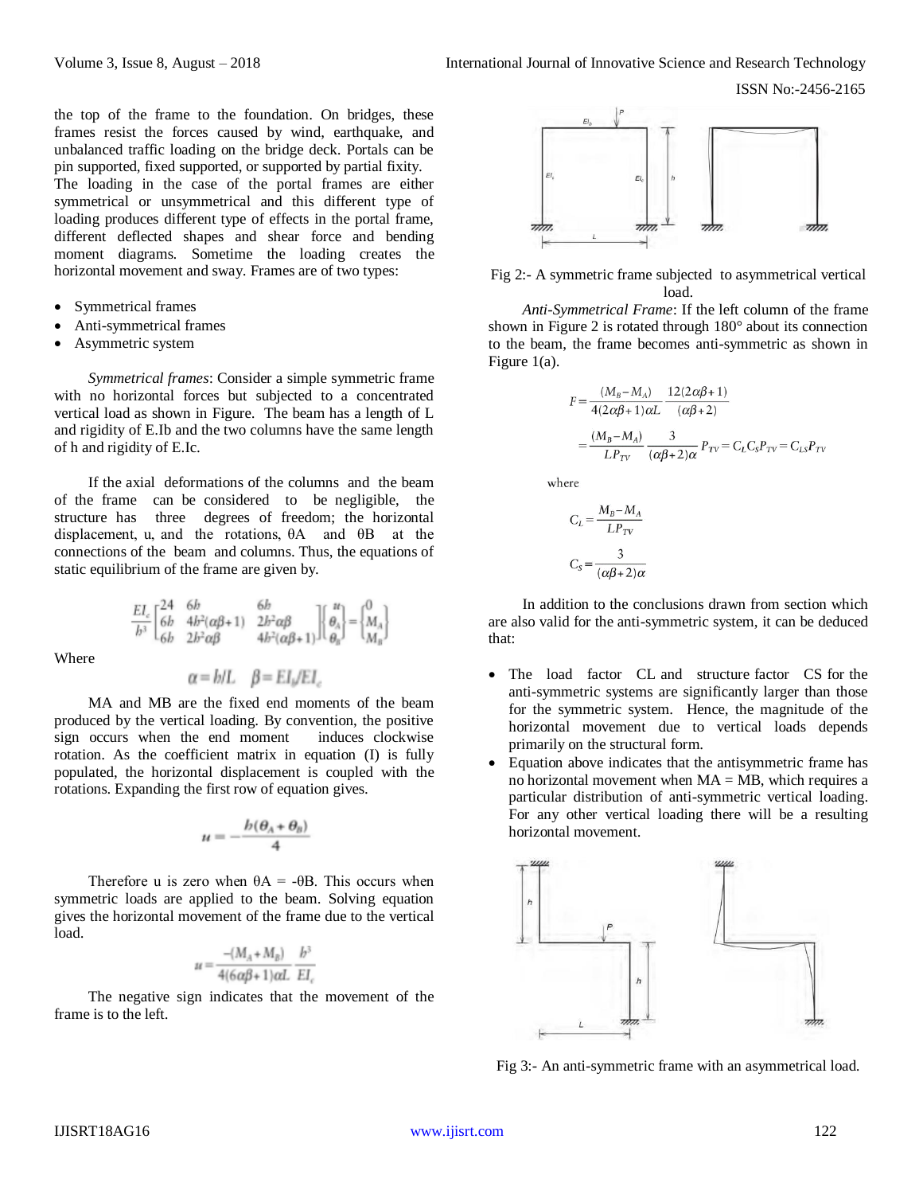the top of the frame to the foundation. On bridges, these frames resist the forces caused by wind, earthquake, and unbalanced traffic loading on the bridge deck. Portals can be pin supported, fixed supported, or supported by partial fixity. The loading in the case of the portal frames are either symmetrical or unsymmetrical and this different type of loading produces different type of effects in the portal frame, different deflected shapes and shear force and bending moment diagrams. Sometime the loading creates the horizontal movement and sway. Frames are of two types:

- Symmetrical frames
- Anti-symmetrical frames
- Asymmetric system

*Symmetrical frames*: Consider a simple symmetric frame with no horizontal forces but subjected to a concentrated vertical load as shown in Figure. The beam has a length of L and rigidity of E.Ib and the two columns have the same length of h and rigidity of E.Ic.

If the axial deformations of the columns and the beam of the frame can be considered to be negligible, the structure has three degrees of freedom; the horizontal displacement, u, and the rotations, θA and θB at the connections of the beam and columns. Thus, the equations of static equilibrium of the frame are given by.

$$\frac{EI_c}{h^3}\begin{bmatrix} 24 & 6h & 6h \\ 6h & 4h^2(\alpha\beta+1) & 2h^2\alpha\beta \\ 6h & 2h^2\alpha\beta & 4h^2(\alpha\beta+1) \end{bmatrix}\begin{Bmatrix} u \\ \theta_A \\ \theta_B \end{Bmatrix} = \begin{Bmatrix} 0 \\ M_A \\ M_B \end{Bmatrix}$$

Where

$$\alpha = h/L \quad \beta = EI_b/EI_c$$

MA and MB are the fixed end moments of the beam produced by the vertical loading. By convention, the positive sign occurs when the end moment induces clockwise rotation. As the coefficient matrix in equation (I) is fully populated, the horizontal displacement is coupled with the rotations. Expanding the first row of equation gives.

$$u = -\frac{h(\theta_A + \theta_B)}{4}$$

Therefore u is zero when θA = -θB. This occurs when symmetric loads are applied to the beam. Solving equation gives the horizontal movement of the frame due to the vertical load.

$$u = \frac{-(M_A + M_B)}{4(6\alpha\beta+1)\alpha L}\,\frac{h^3}{EI_c}$$

The negative sign indicates that the movement of the frame is to the left.

Fig 2:- A symmetric frame subjected to asymmetrical vertical load.

*Anti-Symmetrical Frame*: If the left column of the frame shown in Figure 2 is rotated through 180° about its connection to the beam, the frame becomes anti-symmetric as shown in Figure 1(a).

$$F = \frac{(M_B - M_A)}{4(2\alpha\beta+1)\alpha L}\,\frac{12(2\alpha\beta+1)}{(\alpha\beta+2)}$$

$$= \frac{(M_B - M_A)}{LP_{TV}}\,\frac{3}{(\alpha\beta+2)\alpha}P_{TV} = C_L C_S P_{TV} = C_{LS}P_{TV}$$

where

$$C_L = \frac{M_B - M_A}{LP_{TV}}$$

$$C_S = \frac{3}{(\alpha\beta+2)\alpha}$$

In addition to the conclusions drawn from section which are also valid for the anti-symmetric system, it can be deduced that:

- The load factor CL and structure factor CS for the anti-symmetric systems are significantly larger than those for the symmetric system. Hence, the magnitude of the horizontal movement due to vertical loads depends primarily on the structural form.
- Equation above indicates that the antisymmetric frame has no horizontal movement when MA = MB, which requires a particular distribution of anti-symmetric vertical loading. For any other vertical loading there will be a resulting horizontal movement.

Fig 3:- An anti-symmetric frame with an asymmetrical load.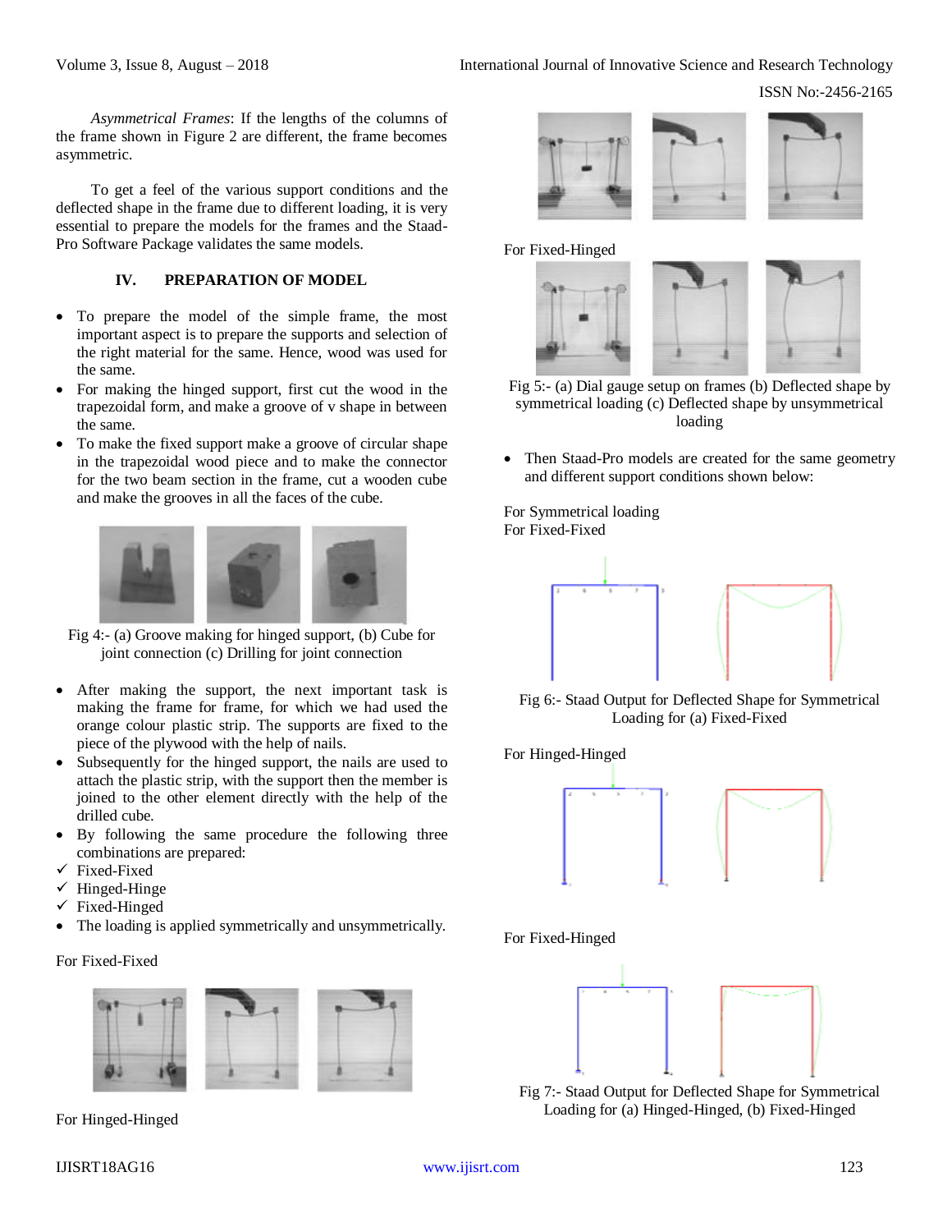*Asymmetrical Frames*: If the lengths of the columns of the frame shown in Figure 2 are different, the frame becomes asymmetric.

To get a feel of the various support conditions and the deflected shape in the frame due to different loading, it is very essential to prepare the models for the frames and the Staad-Pro Software Package validates the same models.

## IV. PREPARATION OF MODEL

- To prepare the model of the simple frame, the most important aspect is to prepare the supports and selection of the right material for the same. Hence, wood was used for the same.
- For making the hinged support, first cut the wood in the trapezoidal form, and make a groove of v shape in between the same.
- To make the fixed support make a groove of circular shape in the trapezoidal wood piece and to make the connector for the two beam section in the frame, cut a wooden cube and make the grooves in all the faces of the cube.

Fig 4:- (a) Groove making for hinged support, (b) Cube for joint connection (c) Drilling for joint connection

- After making the support, the next important task is making the frame for frame, for which we had used the orange colour plastic strip. The supports are fixed to the piece of the plywood with the help of nails.
- Subsequently for the hinged support, the nails are used to attach the plastic strip, with the support then the member is joined to the other element directly with the help of the drilled cube.
- By following the same procedure the following three combinations are prepared:
  - ✓ Fixed-Fixed
  - ✓ Hinged-Hinge
  - ✓ Fixed-Hinged
- The loading is applied symmetrically and unsymmetrically.

For Fixed-Fixed

For Hinged-Hinged

For Fixed-Hinged

Fig 5:- (a) Dial gauge setup on frames (b) Deflected shape by symmetrical loading (c) Deflected shape by unsymmetrical loading

- Then Staad-Pro models are created for the same geometry and different support conditions shown below:

For Symmetrical loading
For Fixed-Fixed

Fig 6:- Staad Output for Deflected Shape for Symmetrical Loading for (a) Fixed-Fixed

For Hinged-Hinged

For Fixed-Hinged

Fig 7:- Staad Output for Deflected Shape for Symmetrical Loading for (a) Hinged-Hinged, (b) Fixed-Hinged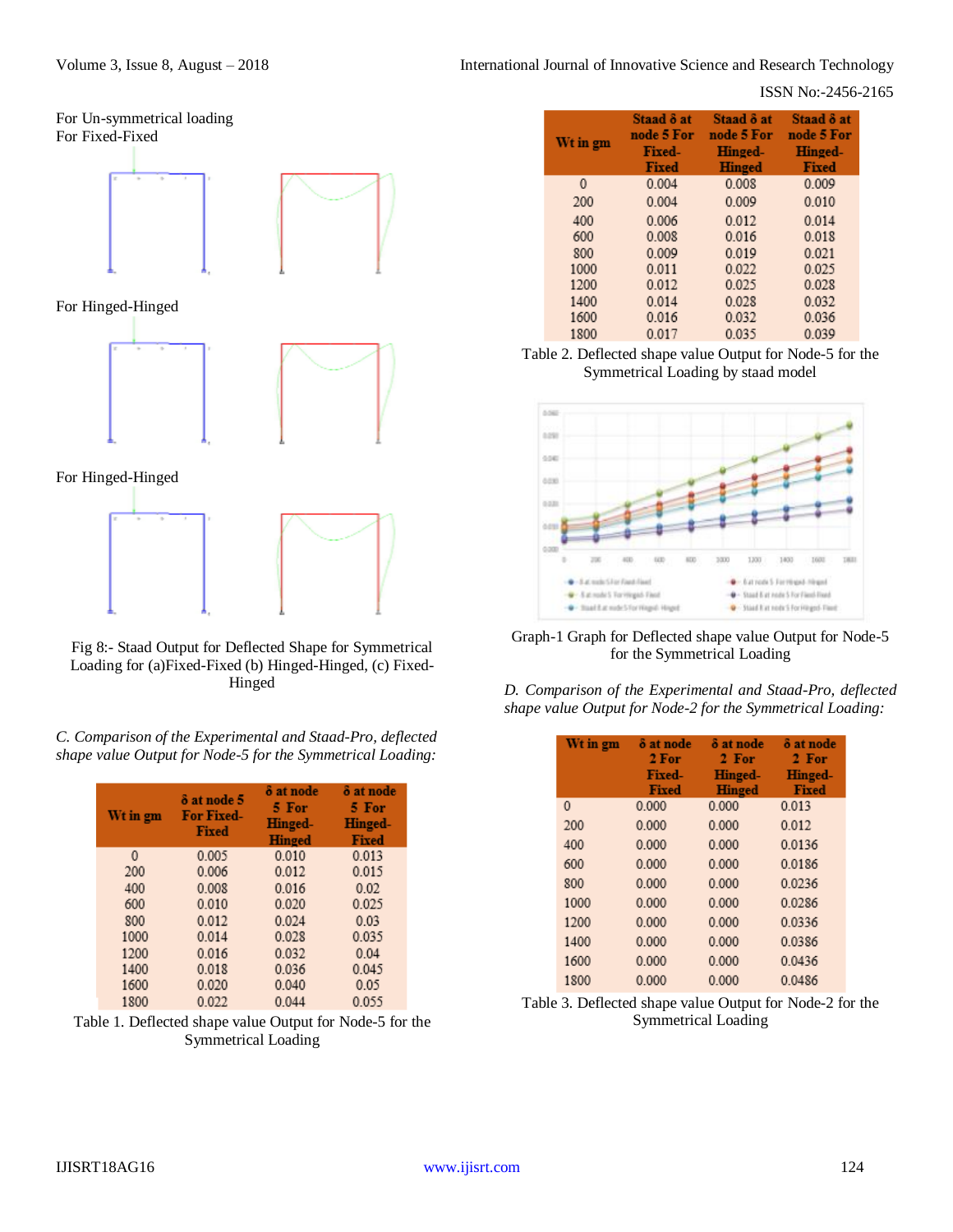For Un-symmetrical loading

For Fixed-Fixed

For Hinged-Hinged

For Hinged-Hinged

Fig 8:- Staad Output for Deflected Shape for Symmetrical Loading for (a)Fixed-Fixed (b) Hinged-Hinged, (c) Fixed-Hinged

*C. Comparison of the Experimental and Staad-Pro, deflected shape value Output for Node-5 for the Symmetrical Loading:*

| Wt in gm | δ at node 5 For Fixed-Fixed | δ at node 5 For Hinged-Hinged | δ at node 5 For Hinged-Fixed |
|---|---|---|---|
| 0 | 0.005 | 0.010 | 0.013 |
| 200 | 0.006 | 0.012 | 0.015 |
| 400 | 0.008 | 0.016 | 0.02 |
| 600 | 0.010 | 0.020 | 0.025 |
| 800 | 0.012 | 0.024 | 0.03 |
| 1000 | 0.014 | 0.028 | 0.035 |
| 1200 | 0.016 | 0.032 | 0.04 |
| 1400 | 0.018 | 0.036 | 0.045 |
| 1600 | 0.020 | 0.040 | 0.05 |
| 1800 | 0.022 | 0.044 | 0.055 |

Table 1. Deflected shape value Output for Node-5 for the Symmetrical Loading

| Wt in gm | Staad δ at node 5 For Fixed-Fixed | Staad δ at node 5 For Hinged-Hinged | Staad δ at node 5 For Hinged-Fixed |
|---|---|---|---|
| 0 | 0.004 | 0.008 | 0.009 |
| 200 | 0.004 | 0.009 | 0.010 |
| 400 | 0.006 | 0.012 | 0.014 |
| 600 | 0.008 | 0.016 | 0.018 |
| 800 | 0.009 | 0.019 | 0.021 |
| 1000 | 0.011 | 0.022 | 0.025 |
| 1200 | 0.012 | 0.025 | 0.028 |
| 1400 | 0.014 | 0.028 | 0.032 |
| 1600 | 0.016 | 0.032 | 0.036 |
| 1800 | 0.017 | 0.035 | 0.039 |

Table 2. Deflected shape value Output for Node-5 for the Symmetrical Loading by staad model

Graph-1 Graph for Deflected shape value Output for Node-5 for the Symmetrical Loading

*D. Comparison of the Experimental and Staad-Pro, deflected shape value Output for Node-2 for the Symmetrical Loading:*

| Wt in gm | δ at node 2 For Fixed-Fixed | δ at node 2 For Hinged-Hinged | δ at node 2 For Hinged-Fixed |
|---|---|---|---|
| 0 | 0.000 | 0.000 | 0.013 |
| 200 | 0.000 | 0.000 | 0.012 |
| 400 | 0.000 | 0.000 | 0.0136 |
| 600 | 0.000 | 0.000 | 0.0186 |
| 800 | 0.000 | 0.000 | 0.0236 |
| 1000 | 0.000 | 0.000 | 0.0286 |
| 1200 | 0.000 | 0.000 | 0.0336 |
| 1400 | 0.000 | 0.000 | 0.0386 |
| 1600 | 0.000 | 0.000 | 0.0436 |
| 1800 | 0.000 | 0.000 | 0.0486 |

Table 3. Deflected shape value Output for Node-2 for the Symmetrical Loading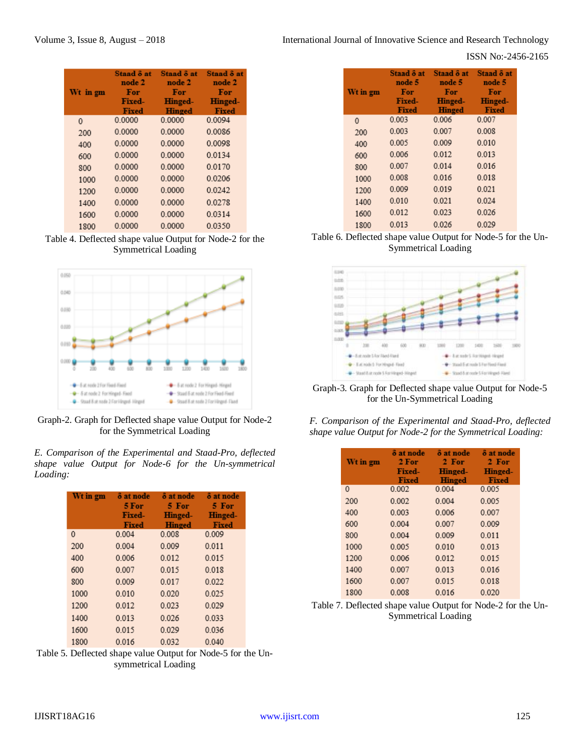| Wt in gm | Staad δ at node 2 For Fixed-Fixed | Staad δ at node 2 For Hinged-Hinged | Staad δ at node 2 For Hinged-Fixed |
|---|---|---|---|
| 0 | 0.0000 | 0.0000 | 0.0094 |
| 200 | 0.0000 | 0.0000 | 0.0086 |
| 400 | 0.0000 | 0.0000 | 0.0098 |
| 600 | 0.0000 | 0.0000 | 0.0134 |
| 800 | 0.0000 | 0.0000 | 0.0170 |
| 1000 | 0.0000 | 0.0000 | 0.0206 |
| 1200 | 0.0000 | 0.0000 | 0.0242 |
| 1400 | 0.0000 | 0.0000 | 0.0278 |
| 1600 | 0.0000 | 0.0000 | 0.0314 |
| 1800 | 0.0000 | 0.0000 | 0.0350 |

Table 4. Deflected shape value Output for Node-2 for the Symmetrical Loading

Graph-2. Graph for Deflected shape value Output for Node-2 for the Symmetrical Loading

*E. Comparison of the Experimental and Staad-Pro, deflected shape value Output for Node-6 for the Un-symmetrical Loading:*

| Wt in gm | δ at node 5 For Fixed-Fixed | δ at node 5 For Hinged-Hinged | δ at node 5 For Hinged-Fixed |
|---|---|---|---|
| 0 | 0.004 | 0.008 | 0.009 |
| 200 | 0.004 | 0.009 | 0.011 |
| 400 | 0.006 | 0.012 | 0.015 |
| 600 | 0.007 | 0.015 | 0.018 |
| 800 | 0.009 | 0.017 | 0.022 |
| 1000 | 0.010 | 0.020 | 0.025 |
| 1200 | 0.012 | 0.023 | 0.029 |
| 1400 | 0.013 | 0.026 | 0.033 |
| 1600 | 0.015 | 0.029 | 0.036 |
| 1800 | 0.016 | 0.032 | 0.040 |

Table 5. Deflected shape value Output for Node-5 for the Un-symmetrical Loading

| Wt in gm | Staad δ at node 5 For Fixed-Fixed | Staad δ at node 5 For Hinged-Hinged | Staad δ at node 5 For Hinged-Fixed |
|---|---|---|---|
| 0 | 0.003 | 0.006 | 0.007 |
| 200 | 0.003 | 0.007 | 0.008 |
| 400 | 0.005 | 0.009 | 0.010 |
| 600 | 0.006 | 0.012 | 0.013 |
| 800 | 0.007 | 0.014 | 0.016 |
| 1000 | 0.008 | 0.016 | 0.018 |
| 1200 | 0.009 | 0.019 | 0.021 |
| 1400 | 0.010 | 0.021 | 0.024 |
| 1600 | 0.012 | 0.023 | 0.026 |
| 1800 | 0.013 | 0.026 | 0.029 |

Table 6. Deflected shape value Output for Node-5 for the Un-Symmetrical Loading

Graph-3. Graph for Deflected shape value Output for Node-5 for the Un-Symmetrical Loading

*F. Comparison of the Experimental and Staad-Pro, deflected shape value Output for Node-2 for the Symmetrical Loading:*

| Wt in gm | δ at node 2 For Fixed-Fixed | δ at node 2 For Hinged-Hinged | δ at node 2 For Hinged-Fixed |
|---|---|---|---|
| 0 | 0.002 | 0.004 | 0.005 |
| 200 | 0.002 | 0.004 | 0.005 |
| 400 | 0.003 | 0.006 | 0.007 |
| 600 | 0.004 | 0.007 | 0.009 |
| 800 | 0.004 | 0.009 | 0.011 |
| 1000 | 0.005 | 0.010 | 0.013 |
| 1200 | 0.006 | 0.012 | 0.015 |
| 1400 | 0.007 | 0.013 | 0.016 |
| 1600 | 0.007 | 0.015 | 0.018 |
| 1800 | 0.008 | 0.016 | 0.020 |

Table 7. Deflected shape value Output for Node-2 for the Un-Symmetrical Loading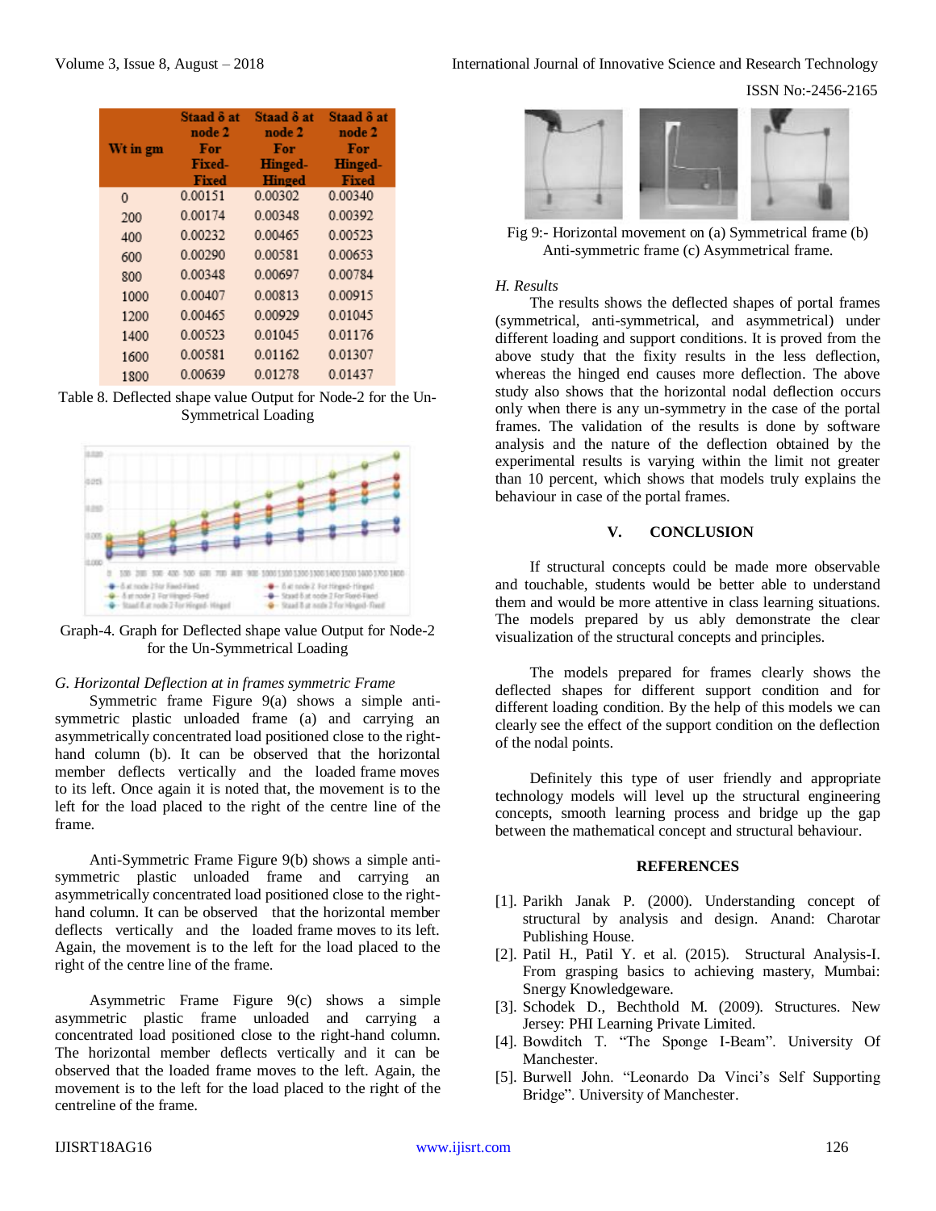| Wt in gm | Staad δ at node 2 For Fixed-Fixed | Staad δ at node 2 For Hinged-Hinged | Staad δ at node 2 For Hinged-Fixed |
|---|---|---|---|
| 0 | 0.00151 | 0.00302 | 0.00340 |
| 200 | 0.00174 | 0.00348 | 0.00392 |
| 400 | 0.00232 | 0.00465 | 0.00523 |
| 600 | 0.00290 | 0.00581 | 0.00653 |
| 800 | 0.00348 | 0.00697 | 0.00784 |
| 1000 | 0.00407 | 0.00813 | 0.00915 |
| 1200 | 0.00465 | 0.00929 | 0.01045 |
| 1400 | 0.00523 | 0.01045 | 0.01176 |
| 1600 | 0.00581 | 0.01162 | 0.01307 |
| 1800 | 0.00639 | 0.01278 | 0.01437 |

Table 8. Deflected shape value Output for Node-2 for the Un-Symmetrical Loading

Graph-4. Graph for Deflected shape value Output for Node-2 for the Un-Symmetrical Loading

*G. Horizontal Deflection at in frames symmetric Frame*

Symmetric frame Figure 9(a) shows a simple anti-symmetric plastic unloaded frame (a) and carrying an asymmetrically concentrated load positioned close to the right-hand column (b). It can be observed that the horizontal member deflects vertically and the loaded frame moves to its left. Once again it is noted that, the movement is to the left for the load placed to the right of the centre line of the frame.

Anti-Symmetric Frame Figure 9(b) shows a simple anti-symmetric plastic unloaded frame and carrying an asymmetrically concentrated load positioned close to the right-hand column. It can be observed that the horizontal member deflects vertically and the loaded frame moves to its left. Again, the movement is to the left for the load placed to the right of the centre line of the frame.

Asymmetric Frame Figure 9(c) shows a simple asymmetric plastic frame unloaded and carrying a concentrated load positioned close to the right-hand column. The horizontal member deflects vertically and it can be observed that the loaded frame moves to the left. Again, the movement is to the left for the load placed to the right of the centreline of the frame.

Fig 9:- Horizontal movement on (a) Symmetrical frame (b) Anti-symmetric frame (c) Asymmetrical frame.

*H. Results*

The results shows the deflected shapes of portal frames (symmetrical, anti-symmetrical, and asymmetrical) under different loading and support conditions. It is proved from the above study that the fixity results in the less deflection, whereas the hinged end causes more deflection. The above study also shows that the horizontal nodal deflection occurs only when there is any un-symmetry in the case of the portal frames. The validation of the results is done by software analysis and the nature of the deflection obtained by the experimental results is varying within the limit not greater than 10 percent, which shows that models truly explains the behaviour in case of the portal frames.

## V. CONCLUSION

If structural concepts could be made more observable and touchable, students would be better able to understand them and would be more attentive in class learning situations. The models prepared by us ably demonstrate the clear visualization of the structural concepts and principles.

The models prepared for frames clearly shows the deflected shapes for different support condition and for different loading condition. By the help of this models we can clearly see the effect of the support condition on the deflection of the nodal points.

Definitely this type of user friendly and appropriate technology models will level up the structural engineering concepts, smooth learning process and bridge up the gap between the mathematical concept and structural behaviour.

## REFERENCES

[1]. Parikh Janak P. (2000). Understanding concept of structural by analysis and design. Anand: Charotar Publishing House.

[2]. Patil H., Patil Y. et al. (2015). Structural Analysis-I. From grasping basics to achieving mastery, Mumbai: Snergy Knowledgeware.

[3]. Schodek D., Bechthold M. (2009). Structures. New Jersey: PHI Learning Private Limited.

[4]. Bowditch T. "The Sponge I-Beam". University Of Manchester.

[5]. Burwell John. "Leonardo Da Vinci's Self Supporting Bridge". University of Manchester.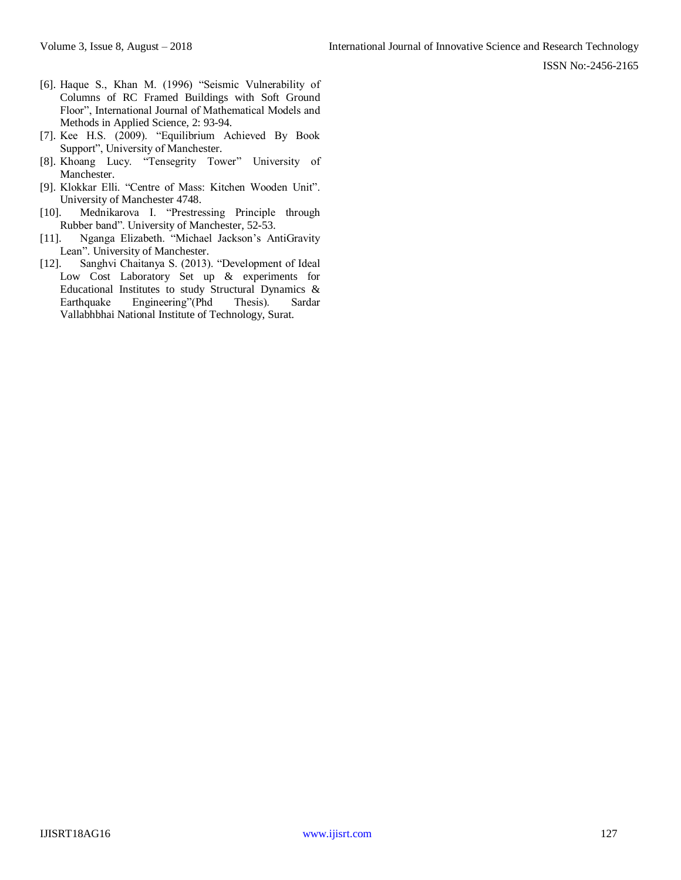[6]. Haque S., Khan M. (1996) "Seismic Vulnerability of Columns of RC Framed Buildings with Soft Ground Floor", International Journal of Mathematical Models and Methods in Applied Science, 2: 93-94.

[7]. Kee H.S. (2009). "Equilibrium Achieved By Book Support", University of Manchester.

[8]. Khoang Lucy. "Tensegrity Tower" University of Manchester.

[9]. Klokkar Elli. "Centre of Mass: Kitchen Wooden Unit". University of Manchester 4748.

[10]. Mednikarova I. "Prestressing Principle through Rubber band". University of Manchester, 52-53.

[11]. Nganga Elizabeth. "Michael Jackson's AntiGravity Lean". University of Manchester.

[12]. Sanghvi Chaitanya S. (2013). "Development of Ideal Low Cost Laboratory Set up & experiments for Educational Institutes to study Structural Dynamics & Earthquake Engineering"(Phd Thesis). Sardar Vallabhbhai National Institute of Technology, Surat.